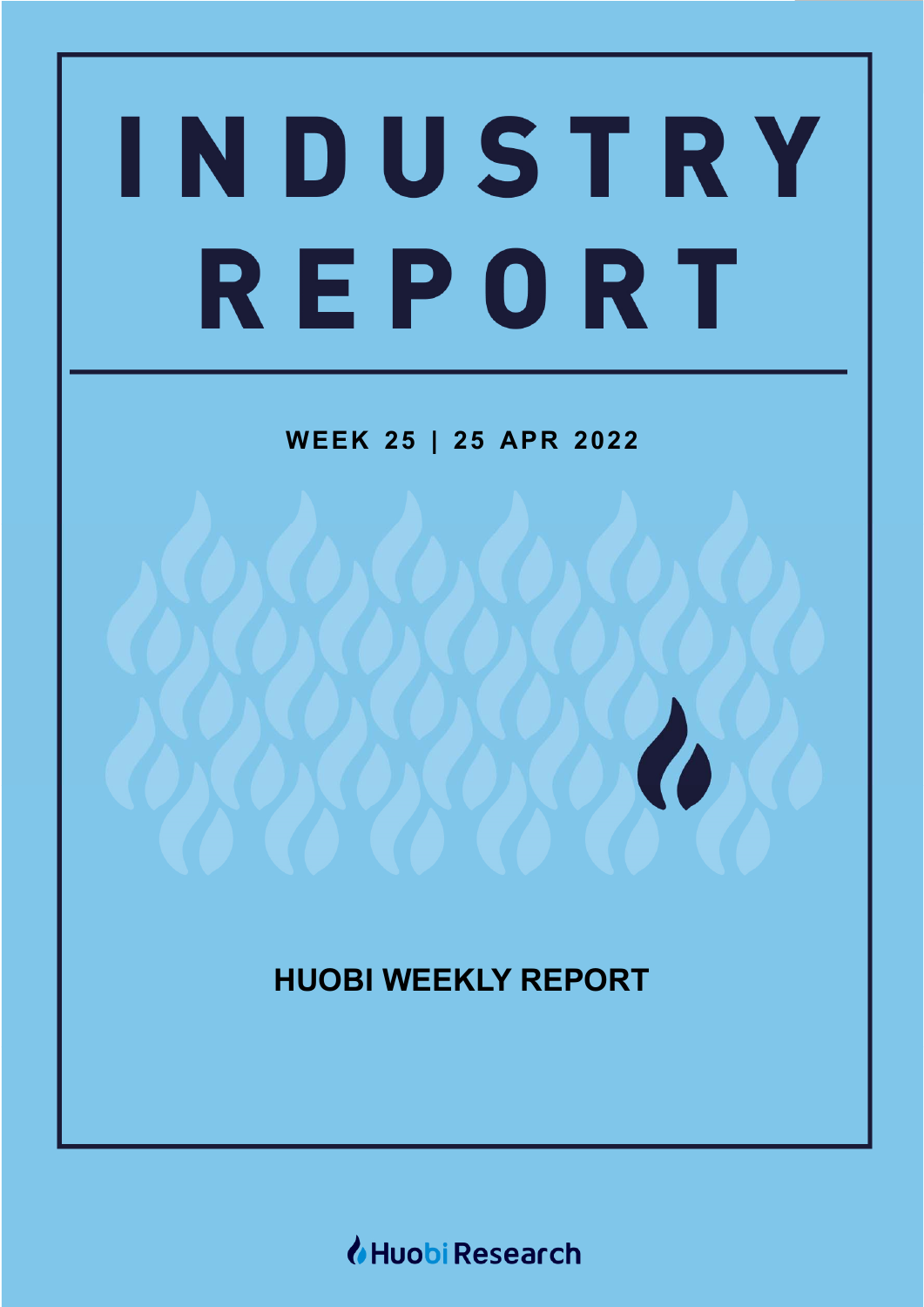# INDUSTRY REPORT

**WEEK 25 | 25 APR 2022**

## HUOBI WEEKLY REPORT

Huobi Research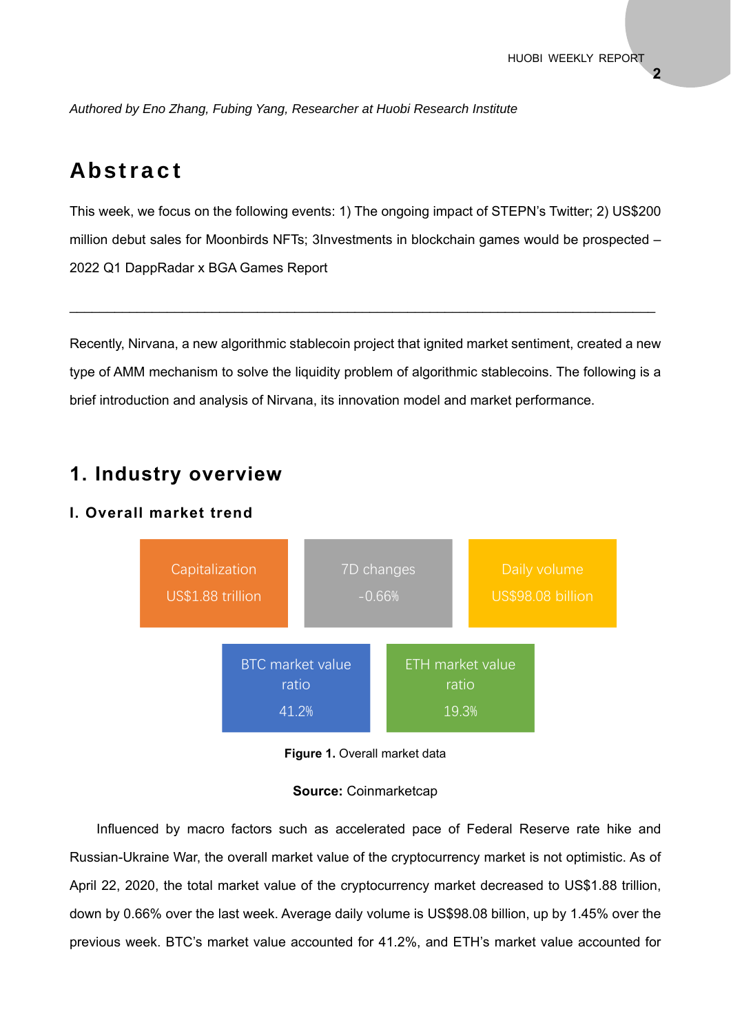*Authored by Eno Zhang, Fubing Yang, Researcher at Huobi Research Institute*

# Abstract

This week, we focus on the following events: 1) The ongoing impact of STEPN's Twitter; 2) US$200 million debut sales for Moonbirds NFTs; 3Investments in blockchain games would be prospected – 2022 Q1 DappRadar x BGA Games Report

---

Recently, Nirvana, a new algorithmic stablecoin project that ignited market sentiment, created a new type of AMM mechanism to solve the liquidity problem of algorithmic stablecoins. The following is a brief introduction and analysis of Nirvana, its innovation model and market performance.

# 1. Industry overview

## I. Overall market trend

| Capitalization | 7D changes | Daily volume | BTC market value ratio | ETH market value ratio |
|---|---|---|---|---|
| US$1.88 trillion | -0.66% | US$98.08 billion | 41.2% | 19.3% |

**Figure 1.** Overall market data

**Source:** Coinmarketcap

Influenced by macro factors such as accelerated pace of Federal Reserve rate hike and Russian-Ukraine War, the overall market value of the cryptocurrency market is not optimistic. As of April 22, 2020, the total market value of the cryptocurrency market decreased to US$1.88 trillion, down by 0.66% over the last week. Average daily volume is US$98.08 billion, up by 1.45% over the previous week. BTC's market value accounted for 41.2%, and ETH's market value accounted for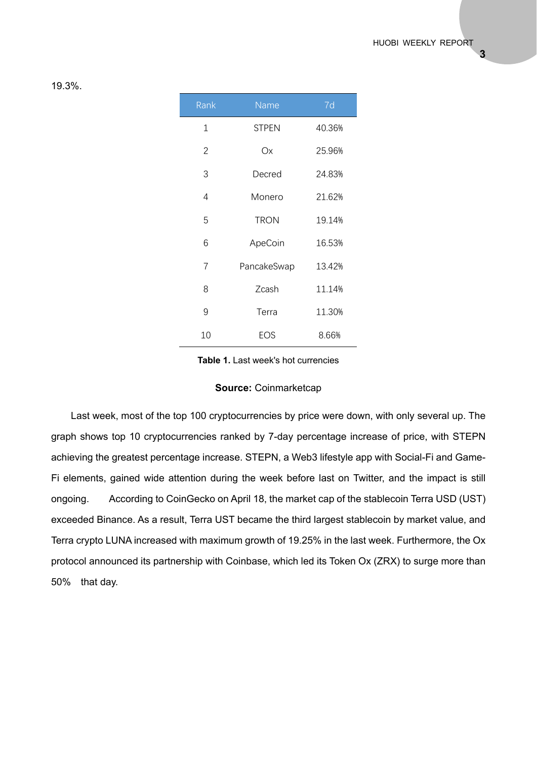19.3%.

| Rank | Name | 7d |
|---|---|---|
| 1 | STPEN | 40.36% |
| 2 | Ox | 25.96% |
| 3 | Decred | 24.83% |
| 4 | Monero | 21.62% |
| 5 | TRON | 19.14% |
| 6 | ApeCoin | 16.53% |
| 7 | PancakeSwap | 13.42% |
| 8 | Zcash | 11.14% |
| 9 | Terra | 11.30% |
| 10 | EOS | 8.66% |

**Table 1.** Last week's hot currencies

**Source:** Coinmarketcap

Last week, most of the top 100 cryptocurrencies by price were down, with only several up. The graph shows top 10 cryptocurrencies ranked by 7-day percentage increase of price, with STEPN achieving the greatest percentage increase. STEPN, a Web3 lifestyle app with Social-Fi and Game-Fi elements, gained wide attention during the week before last on Twitter, and the impact is still ongoing. According to CoinGecko on April 18, the market cap of the stablecoin Terra USD (UST) exceeded Binance. As a result, Terra UST became the third largest stablecoin by market value, and Terra crypto LUNA increased with maximum growth of 19.25% in the last week. Furthermore, the Ox protocol announced its partnership with Coinbase, which led its Token Ox (ZRX) to surge more than 50% that day.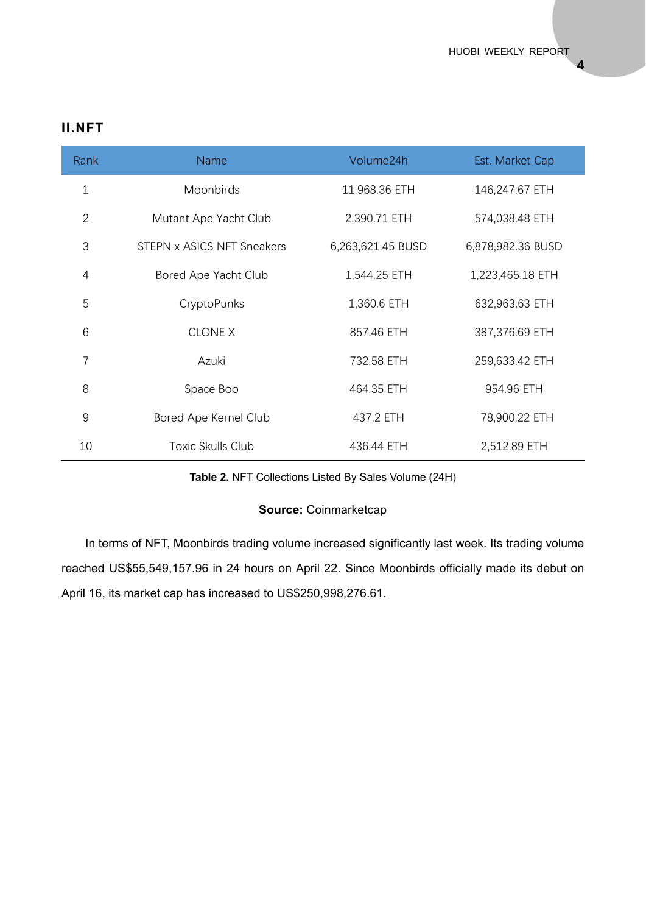## II.NFT

| Rank | Name | Volume24h | Est. Market Cap |
|---|---|---|---|
| 1 | Moonbirds | 11,968.36 ETH | 146,247.67 ETH |
| 2 | Mutant Ape Yacht Club | 2,390.71 ETH | 574,038.48 ETH |
| 3 | STEPN x ASICS NFT Sneakers | 6,263,621.45 BUSD | 6,878,982.36 BUSD |
| 4 | Bored Ape Yacht Club | 1,544.25 ETH | 1,223,465.18 ETH |
| 5 | CryptoPunks | 1,360.6 ETH | 632,963.63 ETH |
| 6 | CLONE X | 857.46 ETH | 387,376.69 ETH |
| 7 | Azuki | 732.58 ETH | 259,633.42 ETH |
| 8 | Space Boo | 464.35 ETH | 954.96 ETH |
| 9 | Bored Ape Kernel Club | 437.2 ETH | 78,900.22 ETH |
| 10 | Toxic Skulls Club | 436.44 ETH | 2,512.89 ETH |

**Table 2.** NFT Collections Listed By Sales Volume (24H)

**Source:** Coinmarketcap

In terms of NFT, Moonbirds trading volume increased significantly last week. Its trading volume reached US$55,549,157.96 in 24 hours on April 22. Since Moonbirds officially made its debut on April 16, its market cap has increased to US$250,998,276.61.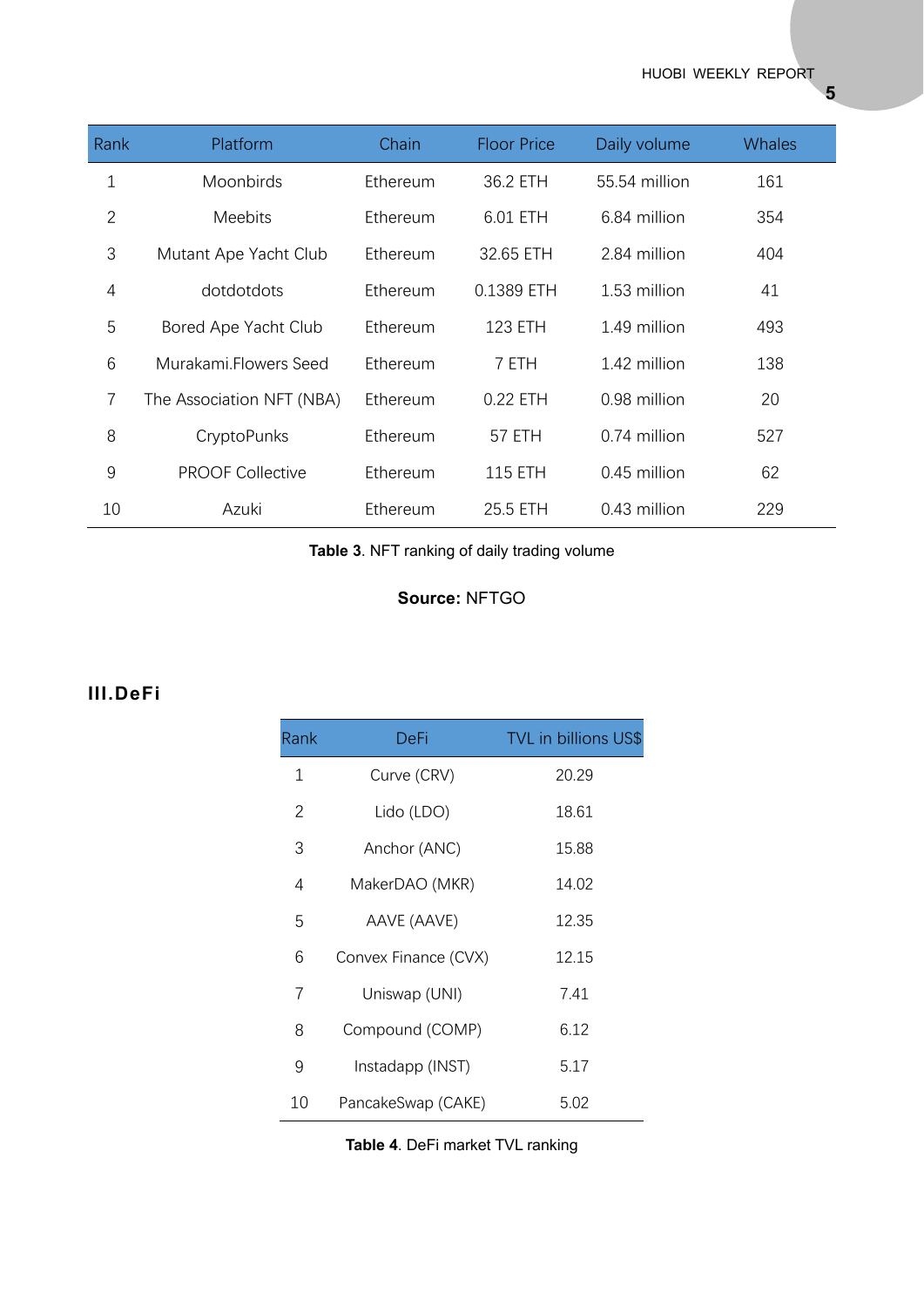| Rank | Platform | Chain | Floor Price | Daily volume | Whales |
|---|---|---|---|---|---|
| 1 | Moonbirds | Ethereum | 36.2 ETH | 55.54 million | 161 |
| 2 | Meebits | Ethereum | 6.01 ETH | 6.84 million | 354 |
| 3 | Mutant Ape Yacht Club | Ethereum | 32.65 ETH | 2.84 million | 404 |
| 4 | dotdotdots | Ethereum | 0.1389 ETH | 1.53 million | 41 |
| 5 | Bored Ape Yacht Club | Ethereum | 123 ETH | 1.49 million | 493 |
| 6 | Murakami.Flowers Seed | Ethereum | 7 ETH | 1.42 million | 138 |
| 7 | The Association NFT (NBA) | Ethereum | 0.22 ETH | 0.98 million | 20 |
| 8 | CryptoPunks | Ethereum | 57 ETH | 0.74 million | 527 |
| 9 | PROOF Collective | Ethereum | 115 ETH | 0.45 million | 62 |
| 10 | Azuki | Ethereum | 25.5 ETH | 0.43 million | 229 |

**Table 3**. NFT ranking of daily trading volume

**Source:** NFTGO

## III.DeFi

| Rank | DeFi | TVL in billions US$ |
|---|---|---|
| 1 | Curve (CRV) | 20.29 |
| 2 | Lido (LDO) | 18.61 |
| 3 | Anchor (ANC) | 15.88 |
| 4 | MakerDAO (MKR) | 14.02 |
| 5 | AAVE (AAVE) | 12.35 |
| 6 | Convex Finance (CVX) | 12.15 |
| 7 | Uniswap (UNI) | 7.41 |
| 8 | Compound (COMP) | 6.12 |
| 9 | Instadapp (INST) | 5.17 |
| 10 | PancakeSwap (CAKE) | 5.02 |

**Table 4**. DeFi market TVL ranking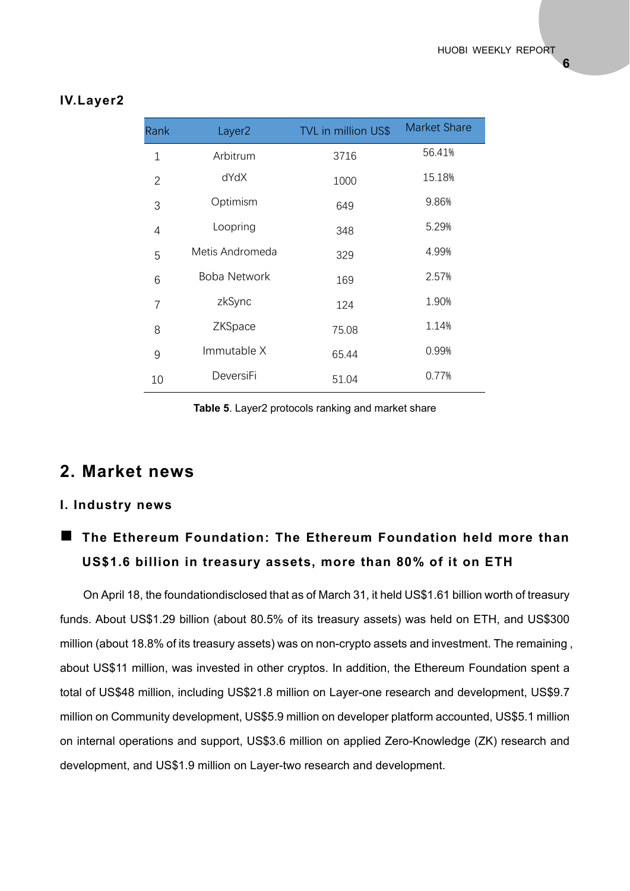### IV.Layer2

| Rank | Layer2 | TVL in million US$ | Market Share |
|---|---|---|---|
| 1 | Arbitrum | 3716 | 56.41% |
| 2 | dYdX | 1000 | 15.18% |
| 3 | Optimism | 649 | 9.86% |
| 4 | Loopring | 348 | 5.29% |
| 5 | Metis Andromeda | 329 | 4.99% |
| 6 | Boba Network | 169 | 2.57% |
| 7 | zkSync | 124 | 1.90% |
| 8 | ZKSpace | 75.08 | 1.14% |
| 9 | Immutable X | 65.44 | 0.99% |
| 10 | DeversiFi | 51.04 | 0.77% |

**Table 5**. Layer2 protocols ranking and market share

## 2. Market news

### I. Industry news

- **The Ethereum Foundation: The Ethereum Foundation held more than US$1.6 billion in treasury assets, more than 80% of it on ETH**

On April 18, the foundationdisclosed that as of March 31, it held US$1.61 billion worth of treasury funds. About US$1.29 billion (about 80.5% of its treasury assets) was held on ETH, and US$300 million (about 18.8% of its treasury assets) was on non-crypto assets and investment. The remaining , about US$11 million, was invested in other cryptos. In addition, the Ethereum Foundation spent a total of US$48 million, including US$21.8 million on Layer-one research and development, US$9.7 million on Community development, US$5.9 million on developer platform accounted, US$5.1 million on internal operations and support, US$3.6 million on applied Zero-Knowledge (ZK) research and development, and US$1.9 million on Layer-two research and development.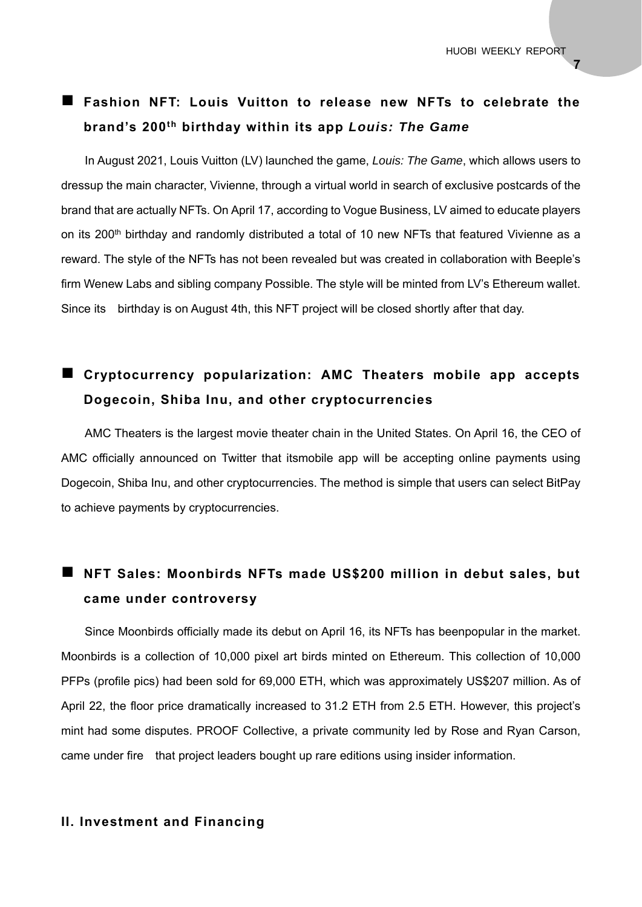## ■ Fashion NFT: Louis Vuitton to release new NFTs to celebrate the brand's 200th birthday within its app *Louis: The Game*

In August 2021, Louis Vuitton (LV) launched the game, *Louis: The Game*, which allows users to dressup the main character, Vivienne, through a virtual world in search of exclusive postcards of the brand that are actually NFTs. On April 17, according to Vogue Business, LV aimed to educate players on its 200th birthday and randomly distributed a total of 10 new NFTs that featured Vivienne as a reward. The style of the NFTs has not been revealed but was created in collaboration with Beeple's firm Wenew Labs and sibling company Possible. The style will be minted from LV's Ethereum wallet. Since its birthday is on August 4th, this NFT project will be closed shortly after that day.

## ■ Cryptocurrency popularization: AMC Theaters mobile app accepts Dogecoin, Shiba Inu, and other cryptocurrencies

AMC Theaters is the largest movie theater chain in the United States. On April 16, the CEO of AMC officially announced on Twitter that itsmobile app will be accepting online payments using Dogecoin, Shiba Inu, and other cryptocurrencies. The method is simple that users can select BitPay to achieve payments by cryptocurrencies.

## ■ NFT Sales: Moonbirds NFTs made US$200 million in debut sales, but came under controversy

Since Moonbirds officially made its debut on April 16, its NFTs has beenpopular in the market. Moonbirds is a collection of 10,000 pixel art birds minted on Ethereum. This collection of 10,000 PFPs (profile pics) had been sold for 69,000 ETH, which was approximately US$207 million. As of April 22, the floor price dramatically increased to 31.2 ETH from 2.5 ETH. However, this project's mint had some disputes. PROOF Collective, a private community led by Rose and Ryan Carson, came under fire that project leaders bought up rare editions using insider information.

# II. Investment and Financing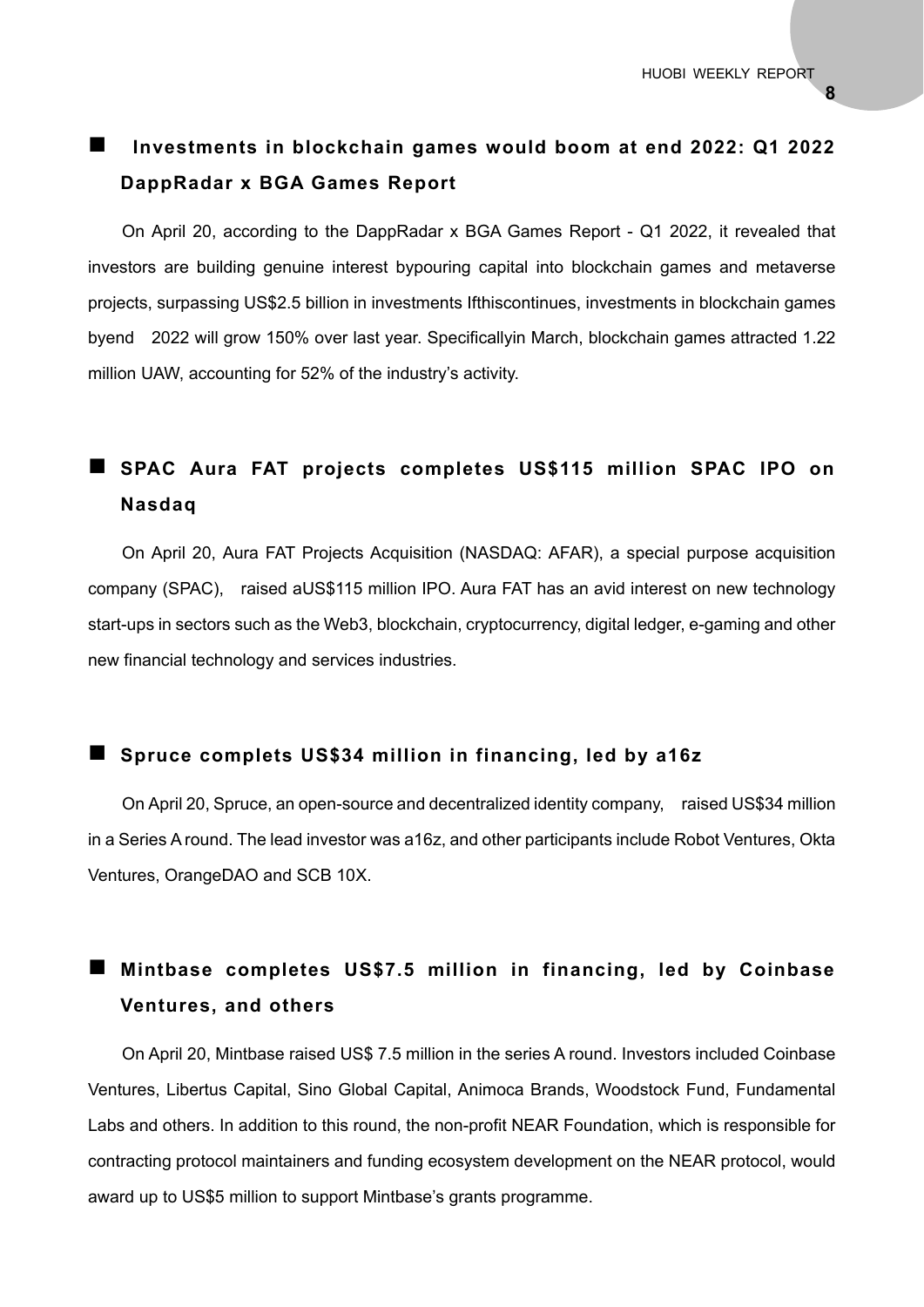## Investments in blockchain games would boom at end 2022: Q1 2022 DappRadar x BGA Games Report

On April 20, according to the DappRadar x BGA Games Report - Q1 2022, it revealed that investors are building genuine interest bypouring capital into blockchain games and metaverse projects, surpassing US$2.5 billion in investments Ifthiscontinues, investments in blockchain games byend 2022 will grow 150% over last year. Specificallyin March, blockchain games attracted 1.22 million UAW, accounting for 52% of the industry's activity.

## SPAC Aura FAT projects completes US$115 million SPAC IPO on Nasdaq

On April 20, Aura FAT Projects Acquisition (NASDAQ: AFAR), a special purpose acquisition company (SPAC), raised aUS$115 million IPO. Aura FAT has an avid interest on new technology start-ups in sectors such as the Web3, blockchain, cryptocurrency, digital ledger, e-gaming and other new financial technology and services industries.

## Spruce complets US$34 million in financing, led by a16z

On April 20, Spruce, an open-source and decentralized identity company, raised US$34 million in a Series A round. The lead investor was a16z, and other participants include Robot Ventures, Okta Ventures, OrangeDAO and SCB 10X.

## Mintbase completes US$7.5 million in financing, led by Coinbase Ventures, and others

On April 20, Mintbase raised US$ 7.5 million in the series A round. Investors included Coinbase Ventures, Libertus Capital, Sino Global Capital, Animoca Brands, Woodstock Fund, Fundamental Labs and others. In addition to this round, the non-profit NEAR Foundation, which is responsible for contracting protocol maintainers and funding ecosystem development on the NEAR protocol, would award up to US$5 million to support Mintbase's grants programme.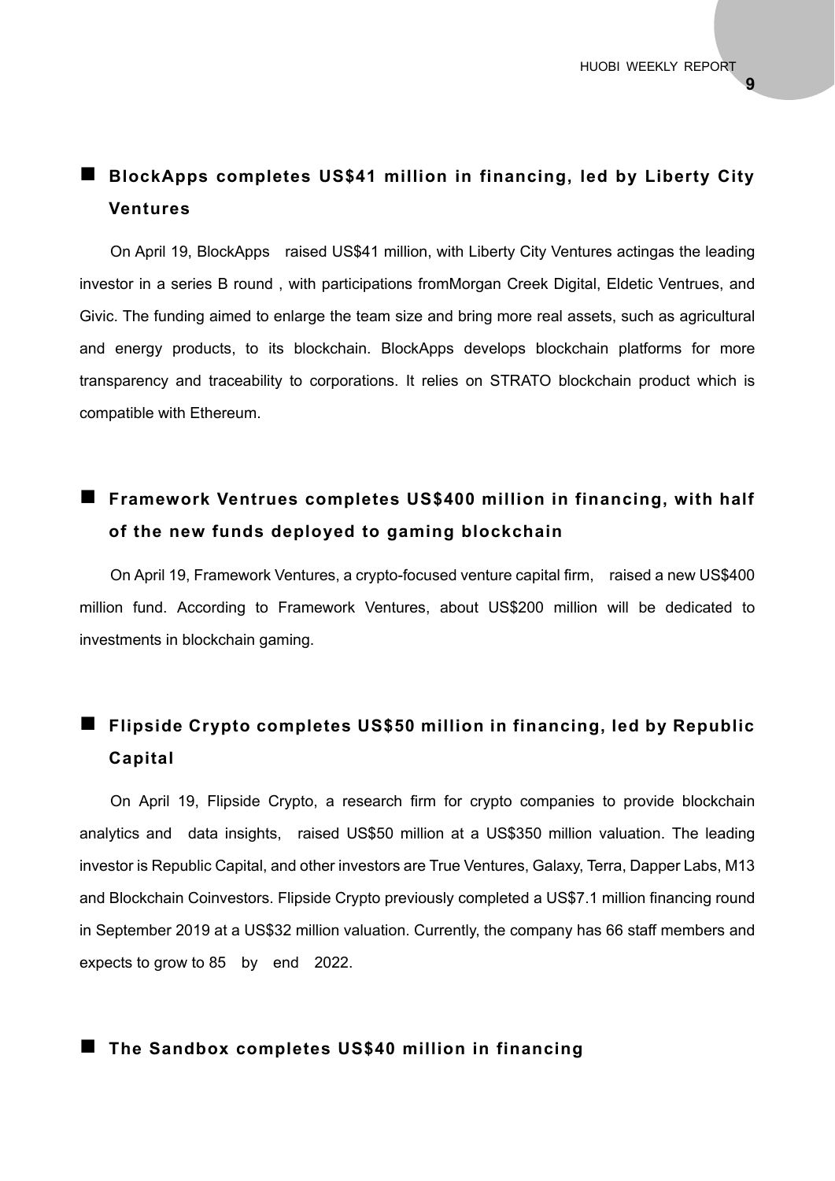## ■ BlockApps completes US$41 million in financing, led by Liberty City Ventures

On April 19, BlockApps raised US$41 million, with Liberty City Ventures actingas the leading investor in a series B round , with participations fromMorgan Creek Digital, Eldetic Ventrues, and Givic. The funding aimed to enlarge the team size and bring more real assets, such as agricultural and energy products, to its blockchain. BlockApps develops blockchain platforms for more transparency and traceability to corporations. It relies on STRATO blockchain product which is compatible with Ethereum.

## ■ Framework Ventrues completes US$400 million in financing, with half of the new funds deployed to gaming blockchain

On April 19, Framework Ventures, a crypto-focused venture capital firm, raised a new US$400 million fund. According to Framework Ventures, about US$200 million will be dedicated to investments in blockchain gaming.

## ■ Flipside Crypto completes US$50 million in financing, led by Republic Capital

On April 19, Flipside Crypto, a research firm for crypto companies to provide blockchain analytics and data insights, raised US$50 million at a US$350 million valuation. The leading investor is Republic Capital, and other investors are True Ventures, Galaxy, Terra, Dapper Labs, M13 and Blockchain Coinvestors. Flipside Crypto previously completed a US$7.1 million financing round in September 2019 at a US$32 million valuation. Currently, the company has 66 staff members and expects to grow to 85 by end 2022.

## ■ The Sandbox completes US$40 million in financing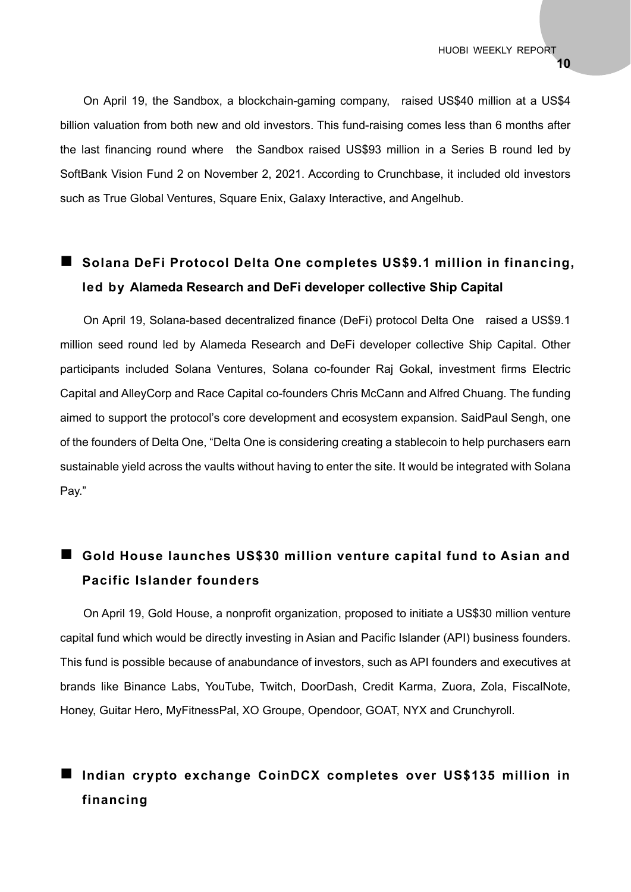On April 19, the Sandbox, a blockchain-gaming company, raised US$40 million at a US$4 billion valuation from both new and old investors. This fund-raising comes less than 6 months after the last financing round where the Sandbox raised US$93 million in a Series B round led by SoftBank Vision Fund 2 on November 2, 2021. According to Crunchbase, it included old investors such as True Global Ventures, Square Enix, Galaxy Interactive, and Angelhub.

## ■ Solana DeFi Protocol Delta One completes US$9.1 million in financing, led by Alameda Research and DeFi developer collective Ship Capital

On April 19, Solana-based decentralized finance (DeFi) protocol Delta One raised a US$9.1 million seed round led by Alameda Research and DeFi developer collective Ship Capital. Other participants included Solana Ventures, Solana co-founder Raj Gokal, investment firms Electric Capital and AlleyCorp and Race Capital co-founders Chris McCann and Alfred Chuang. The funding aimed to support the protocol's core development and ecosystem expansion. SaidPaul Sengh, one of the founders of Delta One, "Delta One is considering creating a stablecoin to help purchasers earn sustainable yield across the vaults without having to enter the site. It would be integrated with Solana Pay."

## ■ Gold House launches US$30 million venture capital fund to Asian and Pacific Islander founders

On April 19, Gold House, a nonprofit organization, proposed to initiate a US$30 million venture capital fund which would be directly investing in Asian and Pacific Islander (API) business founders. This fund is possible because of anabundance of investors, such as API founders and executives at brands like Binance Labs, YouTube, Twitch, DoorDash, Credit Karma, Zuora, Zola, FiscalNote, Honey, Guitar Hero, MyFitnessPal, XO Groupe, Opendoor, GOAT, NYX and Crunchyroll.

## ■ Indian crypto exchange CoinDCX completes over US$135 million in financing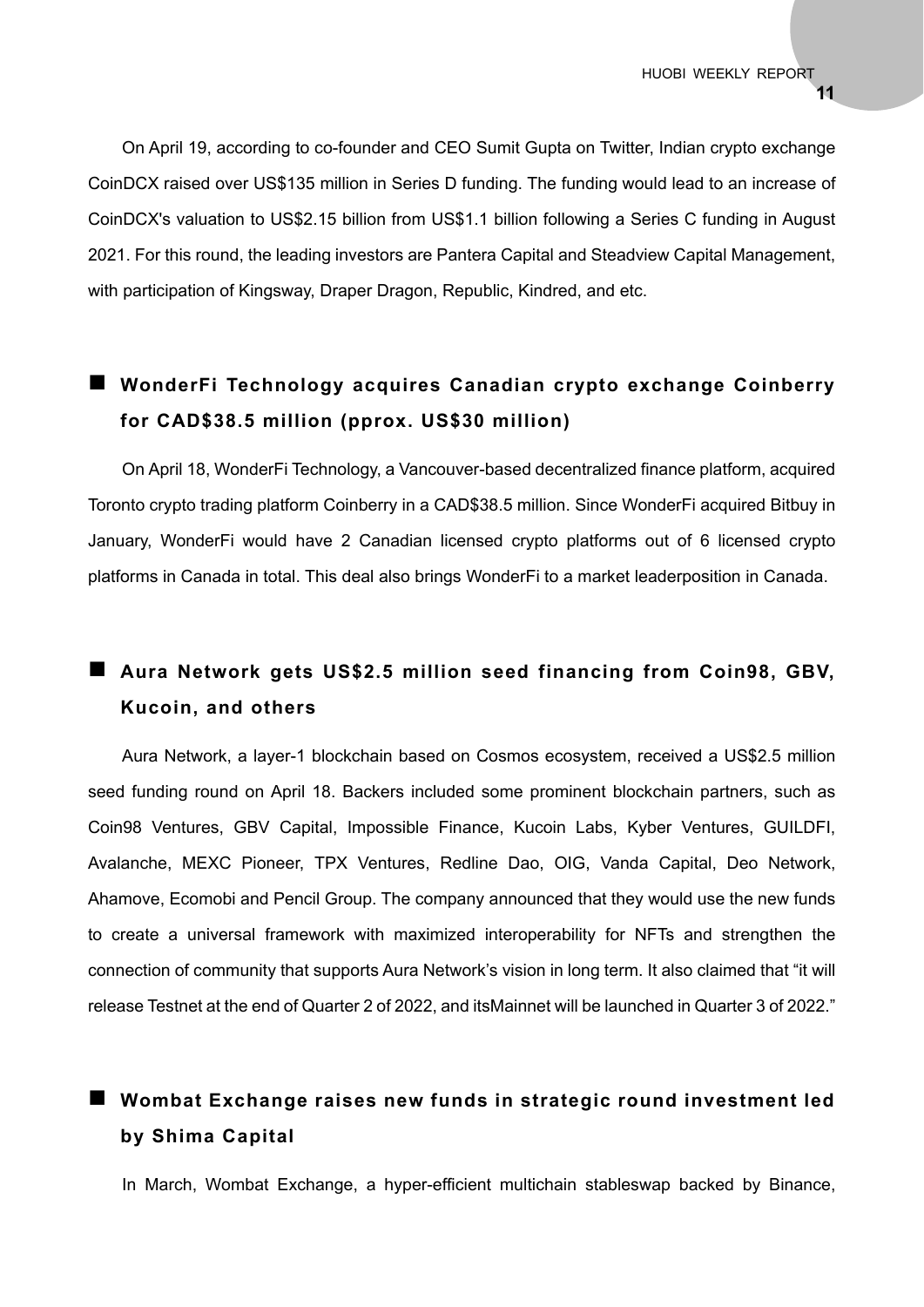On April 19, according to co-founder and CEO Sumit Gupta on Twitter, Indian crypto exchange CoinDCX raised over US$135 million in Series D funding. The funding would lead to an increase of CoinDCX's valuation to US$2.15 billion from US$1.1 billion following a Series C funding in August 2021. For this round, the leading investors are Pantera Capital and Steadview Capital Management, with participation of Kingsway, Draper Dragon, Republic, Kindred, and etc.

## ■ WonderFi Technology acquires Canadian crypto exchange Coinberry for CAD$38.5 million (pprox. US$30 million)

On April 18, WonderFi Technology, a Vancouver-based decentralized finance platform, acquired Toronto crypto trading platform Coinberry in a CAD$38.5 million. Since WonderFi acquired Bitbuy in January, WonderFi would have 2 Canadian licensed crypto platforms out of 6 licensed crypto platforms in Canada in total. This deal also brings WonderFi to a market leaderposition in Canada.

## ■ Aura Network gets US$2.5 million seed financing from Coin98, GBV, Kucoin, and others

Aura Network, a layer-1 blockchain based on Cosmos ecosystem, received a US$2.5 million seed funding round on April 18. Backers included some prominent blockchain partners, such as Coin98 Ventures, GBV Capital, Impossible Finance, Kucoin Labs, Kyber Ventures, GUILDFI, Avalanche, MEXC Pioneer, TPX Ventures, Redline Dao, OIG, Vanda Capital, Deo Network, Ahamove, Ecomobi and Pencil Group. The company announced that they would use the new funds to create a universal framework with maximized interoperability for NFTs and strengthen the connection of community that supports Aura Network's vision in long term. It also claimed that "it will release Testnet at the end of Quarter 2 of 2022, and itsMainnet will be launched in Quarter 3 of 2022."

## ■ Wombat Exchange raises new funds in strategic round investment led by Shima Capital

In March, Wombat Exchange, a hyper-efficient multichain stableswap backed by Binance,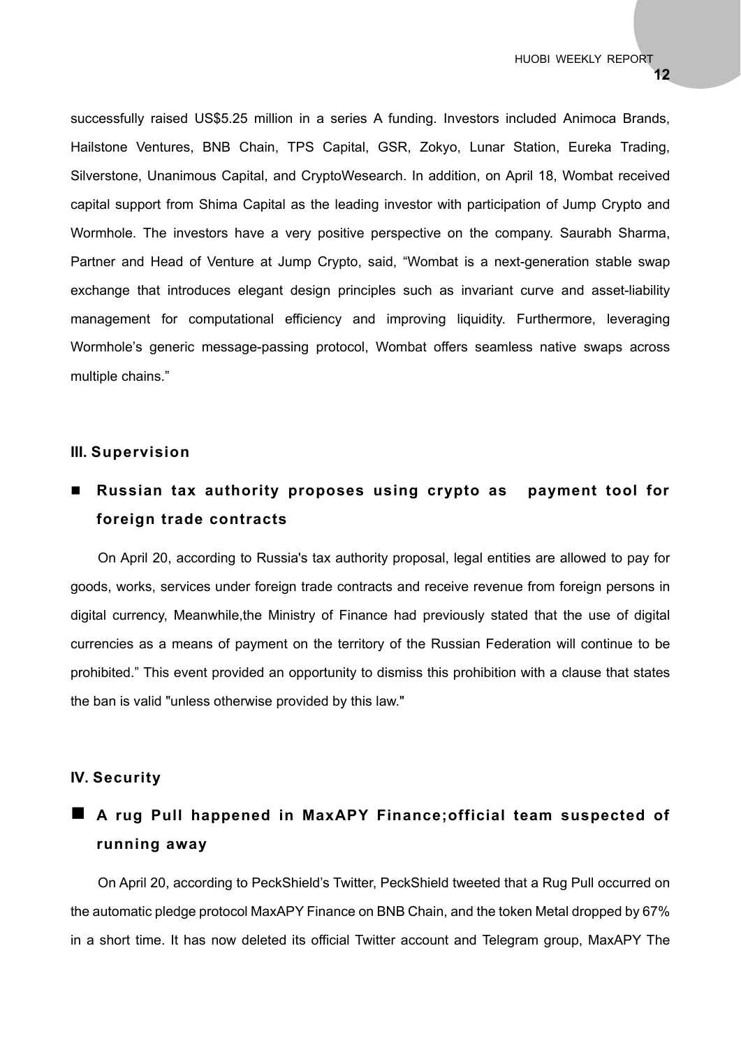successfully raised US$5.25 million in a series A funding. Investors included Animoca Brands, Hailstone Ventures, BNB Chain, TPS Capital, GSR, Zokyo, Lunar Station, Eureka Trading, Silverstone, Unanimous Capital, and CryptoWesearch. In addition, on April 18, Wombat received capital support from Shima Capital as the leading investor with participation of Jump Crypto and Wormhole. The investors have a very positive perspective on the company. Saurabh Sharma, Partner and Head of Venture at Jump Crypto, said, "Wombat is a next-generation stable swap exchange that introduces elegant design principles such as invariant curve and asset-liability management for computational efficiency and improving liquidity. Furthermore, leveraging Wormhole's generic message-passing protocol, Wombat offers seamless native swaps across multiple chains."

## III. Supervision

### ■ Russian tax authority proposes using crypto as payment tool for foreign trade contracts

On April 20, according to Russia's tax authority proposal, legal entities are allowed to pay for goods, works, services under foreign trade contracts and receive revenue from foreign persons in digital currency, Meanwhile,the Ministry of Finance had previously stated that the use of digital currencies as a means of payment on the territory of the Russian Federation will continue to be prohibited." This event provided an opportunity to dismiss this prohibition with a clause that states the ban is valid "unless otherwise provided by this law."

## IV. Security

### ■ A rug Pull happened in MaxAPY Finance;official team suspected of running away

On April 20, according to PeckShield's Twitter, PeckShield tweeted that a Rug Pull occurred on the automatic pledge protocol MaxAPY Finance on BNB Chain, and the token Metal dropped by 67% in a short time. It has now deleted its official Twitter account and Telegram group, MaxAPY The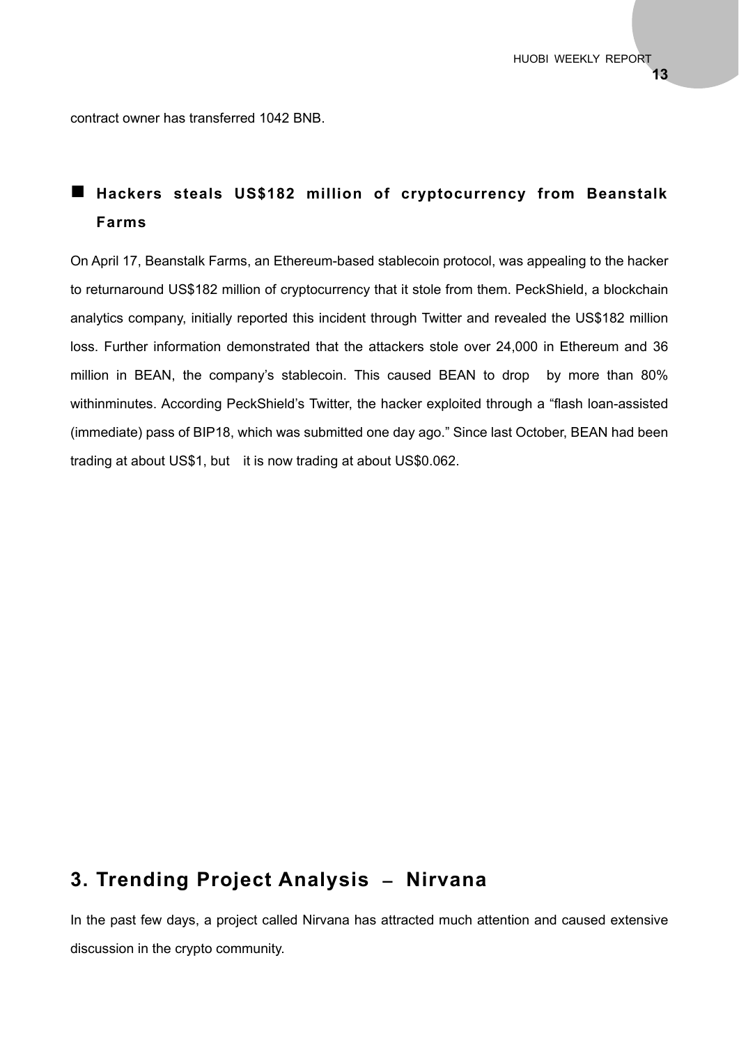contract owner has transferred 1042 BNB.

## ■ Hackers steals US$182 million of cryptocurrency from Beanstalk Farms

On April 17, Beanstalk Farms, an Ethereum-based stablecoin protocol, was appealing to the hacker to returnaround US$182 million of cryptocurrency that it stole from them. PeckShield, a blockchain analytics company, initially reported this incident through Twitter and revealed the US$182 million loss. Further information demonstrated that the attackers stole over 24,000 in Ethereum and 36 million in BEAN, the company's stablecoin. This caused BEAN to drop by more than 80% withinminutes. According PeckShield's Twitter, the hacker exploited through a "flash loan-assisted (immediate) pass of BIP18, which was submitted one day ago." Since last October, BEAN had been trading at about US$1, but it is now trading at about US$0.062.

# 3. Trending Project Analysis – Nirvana

In the past few days, a project called Nirvana has attracted much attention and caused extensive discussion in the crypto community.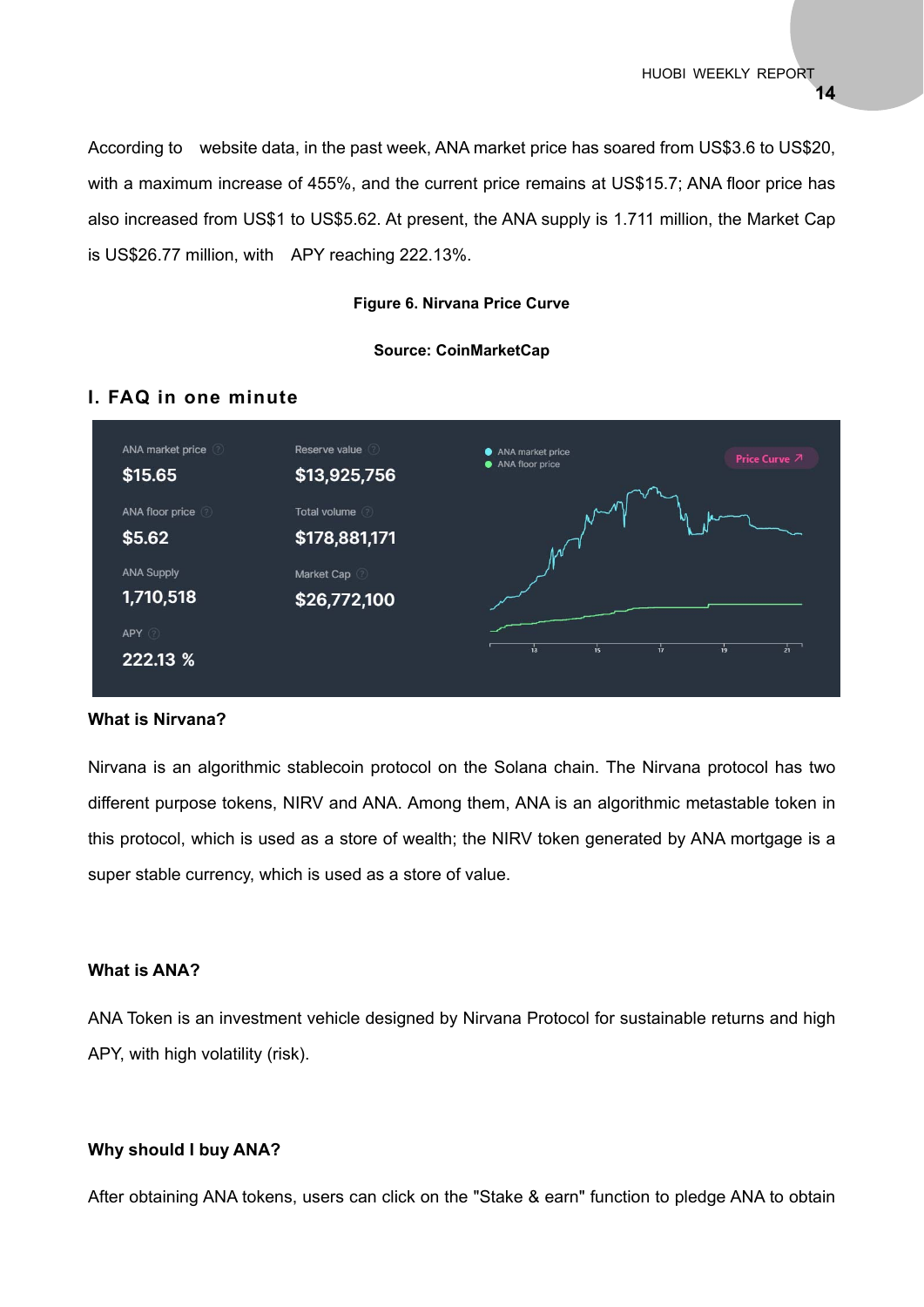According to  website data, in the past week, ANA market price has soared from US$3.6 to US$20, with a maximum increase of 455%, and the current price remains at US$15.7; ANA floor price has also increased from US$1 to US$5.62. At present, the ANA supply is 1.711 million, the Market Cap is US$26.77 million, with  APY reaching 222.13%.

**Figure 6. Nirvana Price Curve**

**Source: CoinMarketCap**

## I. FAQ in one minute

**What is Nirvana?**

Nirvana is an algorithmic stablecoin protocol on the Solana chain. The Nirvana protocol has two different purpose tokens, NIRV and ANA. Among them, ANA is an algorithmic metastable token in this protocol, which is used as a store of wealth; the NIRV token generated by ANA mortgage is a super stable currency, which is used as a store of value.

**What is ANA?**

ANA Token is an investment vehicle designed by Nirvana Protocol for sustainable returns and high APY, with high volatility (risk).

**Why should I buy ANA?**

After obtaining ANA tokens, users can click on the "Stake & earn" function to pledge ANA to obtain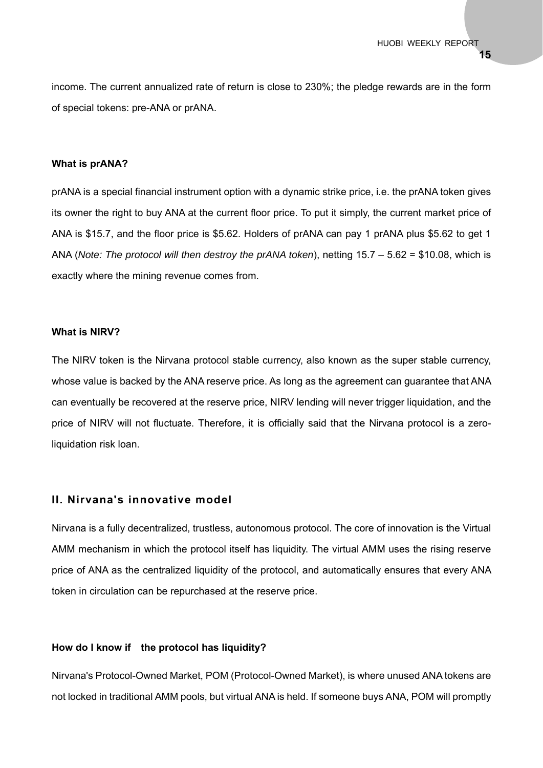income. The current annualized rate of return is close to 230%; the pledge rewards are in the form of special tokens: pre-ANA or prANA.

**What is prANA?**

prANA is a special financial instrument option with a dynamic strike price, i.e. the prANA token gives its owner the right to buy ANA at the current floor price. To put it simply, the current market price of ANA is $15.7, and the floor price is $5.62. Holders of prANA can pay 1 prANA plus $5.62 to get 1 ANA (*Note: The protocol will then destroy the prANA token*), netting 15.7 – 5.62 = $10.08, which is exactly where the mining revenue comes from.

**What is NIRV?**

The NIRV token is the Nirvana protocol stable currency, also known as the super stable currency, whose value is backed by the ANA reserve price. As long as the agreement can guarantee that ANA can eventually be recovered at the reserve price, NIRV lending will never trigger liquidation, and the price of NIRV will not fluctuate. Therefore, it is officially said that the Nirvana protocol is a zero-liquidation risk loan.

## II. Nirvana's innovative model

Nirvana is a fully decentralized, trustless, autonomous protocol. The core of innovation is the Virtual AMM mechanism in which the protocol itself has liquidity. The virtual AMM uses the rising reserve price of ANA as the centralized liquidity of the protocol, and automatically ensures that every ANA token in circulation can be repurchased at the reserve price.

**How do I know if the protocol has liquidity?**

Nirvana's Protocol-Owned Market, POM (Protocol-Owned Market), is where unused ANA tokens are not locked in traditional AMM pools, but virtual ANA is held. If someone buys ANA, POM will promptly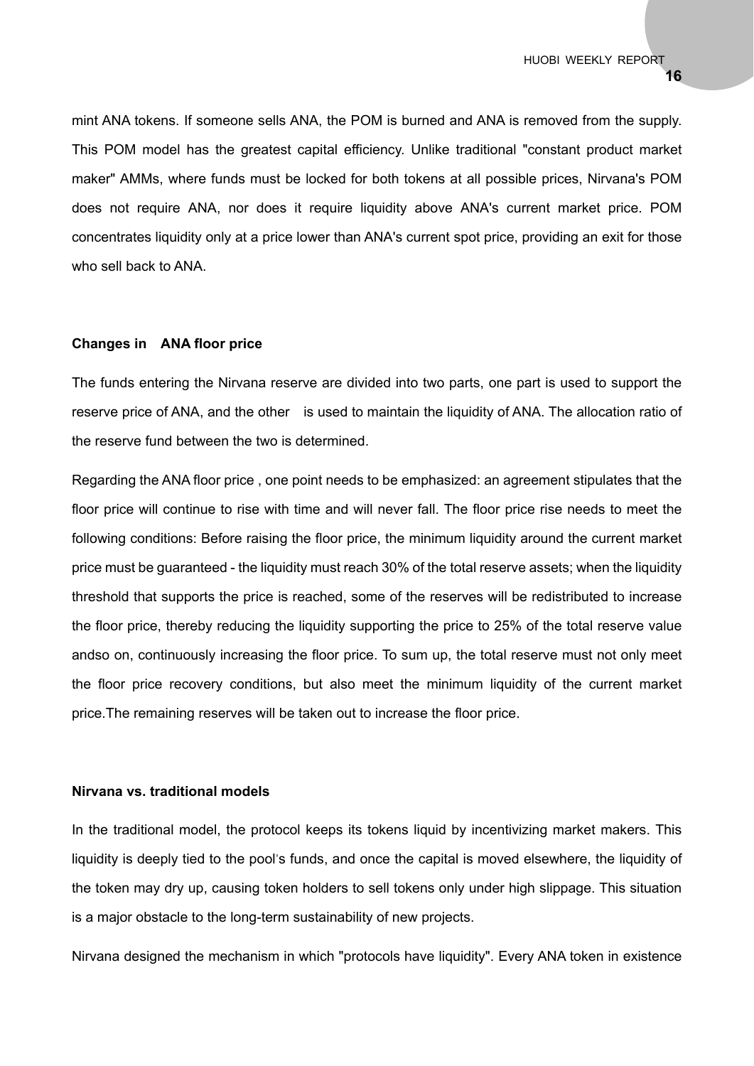mint ANA tokens. If someone sells ANA, the POM is burned and ANA is removed from the supply. This POM model has the greatest capital efficiency. Unlike traditional "constant product market maker" AMMs, where funds must be locked for both tokens at all possible prices, Nirvana's POM does not require ANA, nor does it require liquidity above ANA's current market price. POM concentrates liquidity only at a price lower than ANA's current spot price, providing an exit for those who sell back to ANA.

**Changes in ANA floor price**

The funds entering the Nirvana reserve are divided into two parts, one part is used to support the reserve price of ANA, and the other is used to maintain the liquidity of ANA. The allocation ratio of the reserve fund between the two is determined.

Regarding the ANA floor price , one point needs to be emphasized: an agreement stipulates that the floor price will continue to rise with time and will never fall. The floor price rise needs to meet the following conditions: Before raising the floor price, the minimum liquidity around the current market price must be guaranteed - the liquidity must reach 30% of the total reserve assets; when the liquidity threshold that supports the price is reached, some of the reserves will be redistributed to increase the floor price, thereby reducing the liquidity supporting the price to 25% of the total reserve value andso on, continuously increasing the floor price. To sum up, the total reserve must not only meet the floor price recovery conditions, but also meet the minimum liquidity of the current market price.The remaining reserves will be taken out to increase the floor price.

**Nirvana vs. traditional models**

In the traditional model, the protocol keeps its tokens liquid by incentivizing market makers. This liquidity is deeply tied to the pool's funds, and once the capital is moved elsewhere, the liquidity of the token may dry up, causing token holders to sell tokens only under high slippage. This situation is a major obstacle to the long-term sustainability of new projects.

Nirvana designed the mechanism in which "protocols have liquidity". Every ANA token in existence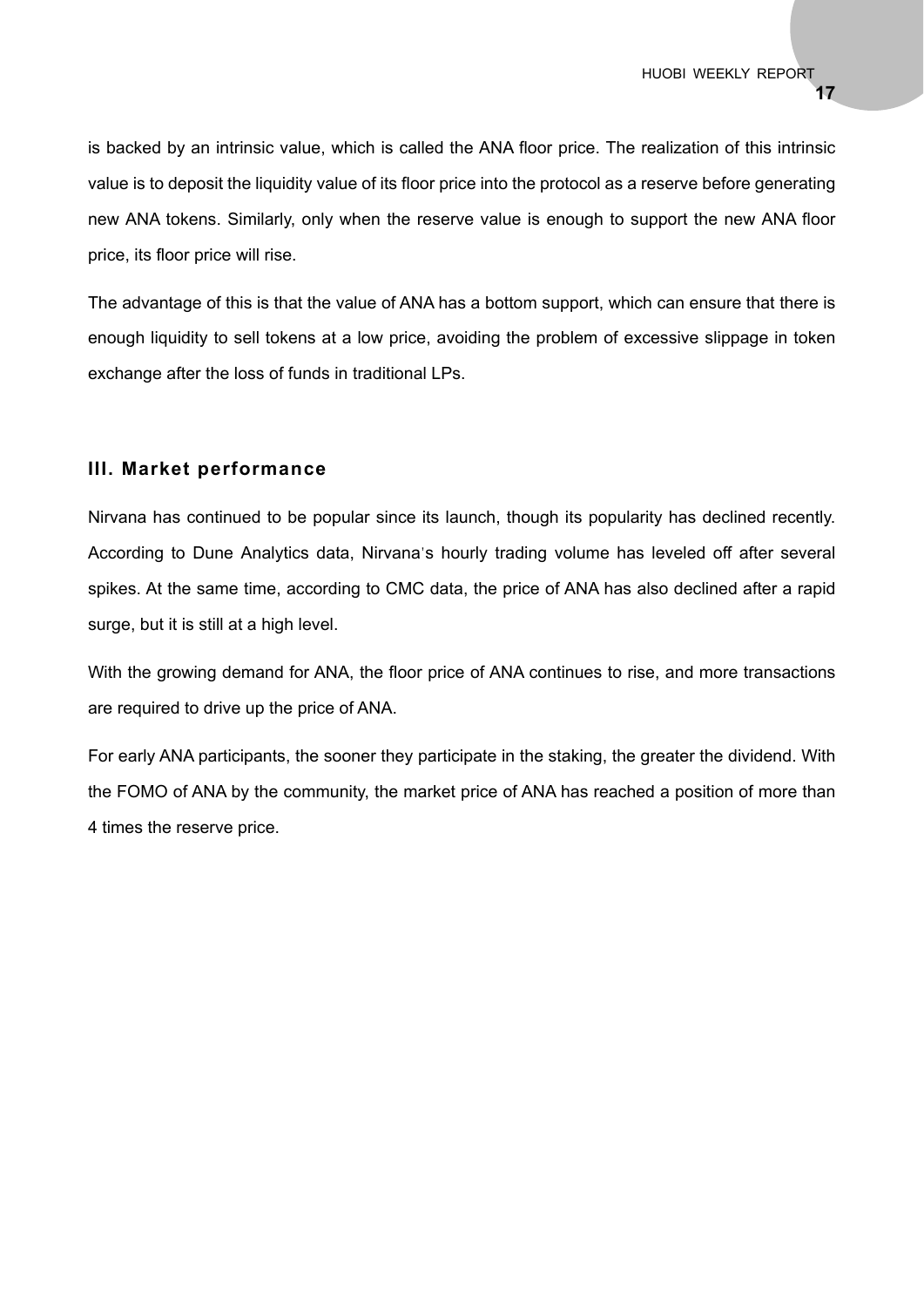is backed by an intrinsic value, which is called the ANA floor price. The realization of this intrinsic value is to deposit the liquidity value of its floor price into the protocol as a reserve before generating new ANA tokens. Similarly, only when the reserve value is enough to support the new ANA floor price, its floor price will rise.

The advantage of this is that the value of ANA has a bottom support, which can ensure that there is enough liquidity to sell tokens at a low price, avoiding the problem of excessive slippage in token exchange after the loss of funds in traditional LPs.

### III. Market performance

Nirvana has continued to be popular since its launch, though its popularity has declined recently. According to Dune Analytics data, Nirvana's hourly trading volume has leveled off after several spikes. At the same time, according to CMC data, the price of ANA has also declined after a rapid surge, but it is still at a high level.

With the growing demand for ANA, the floor price of ANA continues to rise, and more transactions are required to drive up the price of ANA.

For early ANA participants, the sooner they participate in the staking, the greater the dividend. With the FOMO of ANA by the community, the market price of ANA has reached a position of more than 4 times the reserve price.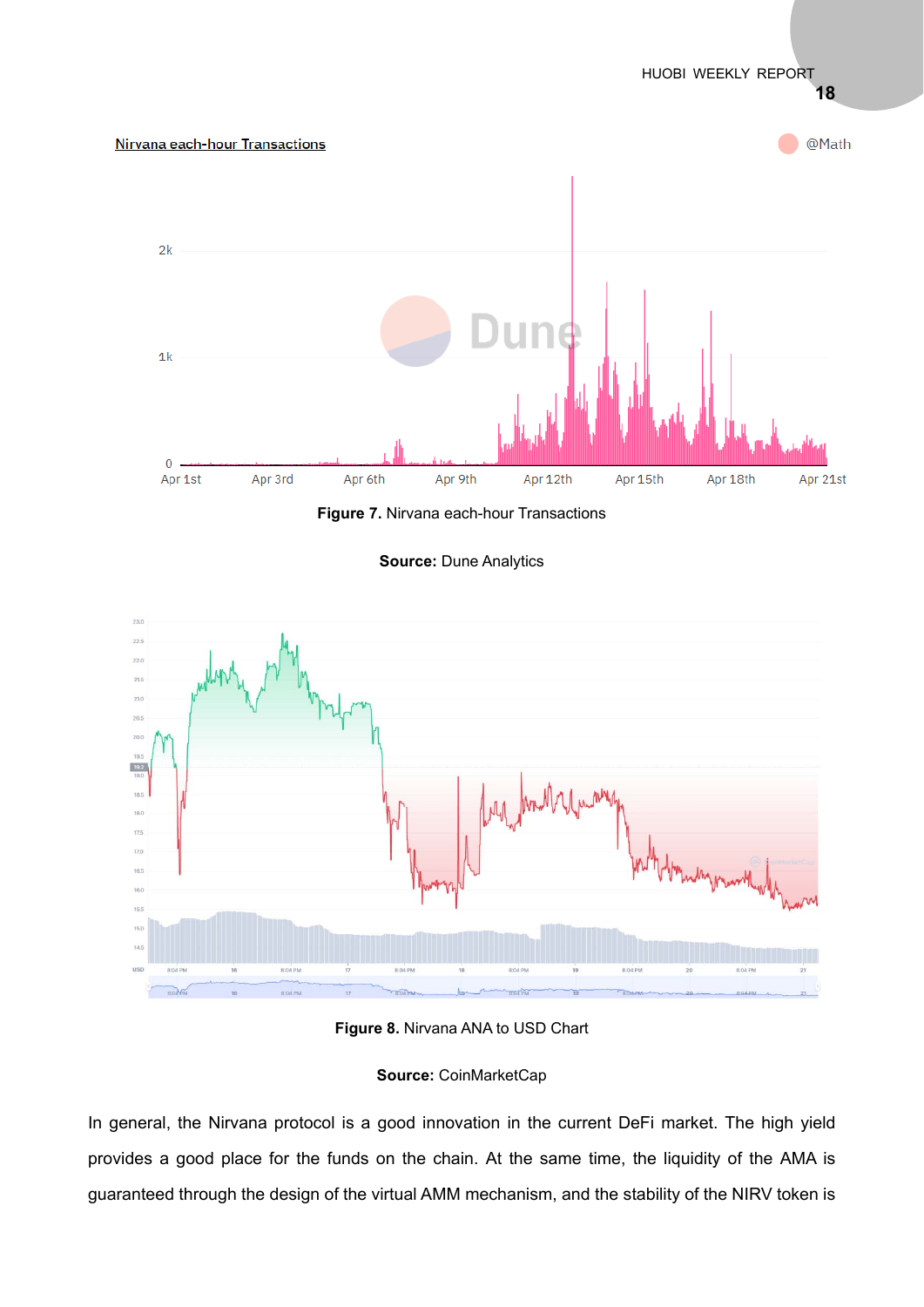**Figure 7.** Nirvana each-hour Transactions

**Source:** Dune Analytics

**Figure 8.** Nirvana ANA to USD Chart

**Source:** CoinMarketCap

In general, the Nirvana protocol is a good innovation in the current DeFi market. The high yield provides a good place for the funds on the chain. At the same time, the liquidity of the AMA is guaranteed through the design of the virtual AMM mechanism, and the stability of the NIRV token is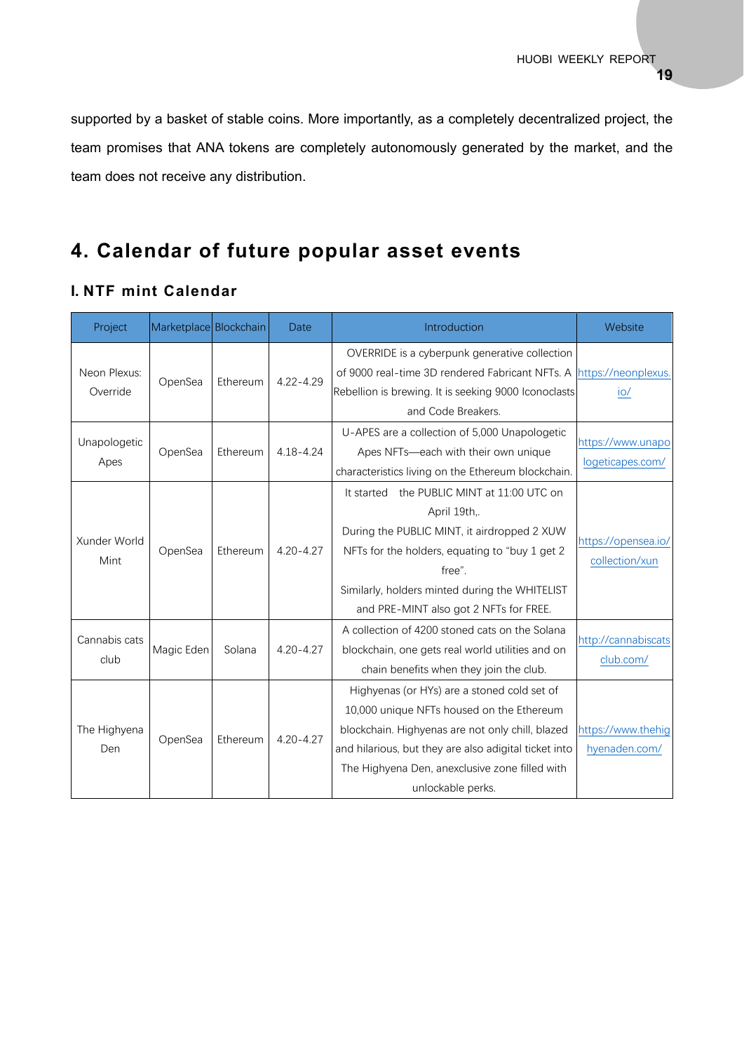supported by a basket of stable coins. More importantly, as a completely decentralized project, the team promises that ANA tokens are completely autonomously generated by the market, and the team does not receive any distribution.

## 4. Calendar of future popular asset events

### I. NTF mint Calendar

| Project | Marketplace | Blockchain | Date | Introduction | Website |
|---|---|---|---|---|---|
| Neon Plexus: Override | OpenSea | Ethereum | 4.22-4.29 | OVERRIDE is a cyberpunk generative collection of 9000 real-time 3D rendered Fabricant NFTs. A Rebellion is brewing. It is seeking 9000 Iconoclasts and Code Breakers. | https://neonplexus.io/ |
| Unapologetic Apes | OpenSea | Ethereum | 4.18-4.24 | U-APES are a collection of 5,000 Unapologetic Apes NFTs—each with their own unique characteristics living on the Ethereum blockchain. | https://www.unapologeticapes.com/ |
| Xunder World Mint | OpenSea | Ethereum | 4.20-4.27 | It started the PUBLIC MINT at 11:00 UTC on April 19th,. During the PUBLIC MINT, it airdropped 2 XUW NFTs for the holders, equating to "buy 1 get 2 free". Similarly, holders minted during the WHITELIST and PRE-MINT also got 2 NFTs for FREE. | https://opensea.io/collection/xun |
| Cannabis cats club | Magic Eden | Solana | 4.20-4.27 | A collection of 4200 stoned cats on the Solana blockchain, one gets real world utilities and on chain benefits when they join the club. | http://cannabiscatsclub.com/ |
| The Highyena Den | OpenSea | Ethereum | 4.20-4.27 | Highyenas (or HYs) are a stoned cold set of 10,000 unique NFTs housed on the Ethereum blockchain. Highyenas are not only chill, blazed and hilarious, but they are also adigital ticket into The Highyena Den, anexclusive zone filled with unlockable perks. | https://www.thehighyenaden.com/ |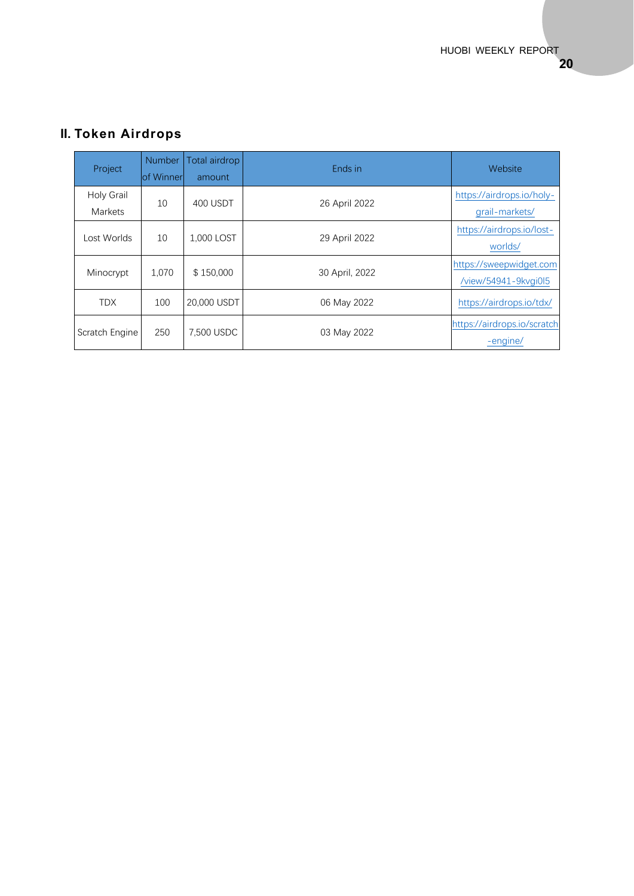## II. Token Airdrops

| Project | Number of Winner | Total airdrop amount | Ends in | Website |
|---|---|---|---|---|
| Holy Grail Markets | 10 | 400 USDT | 26 April 2022 | https://airdrops.io/holy-grail-markets/ |
| Lost Worlds | 10 | 1,000 LOST | 29 April 2022 | https://airdrops.io/lost-worlds/ |
| Minocrypt | 1,070 | $ 150,000 | 30 April, 2022 | https://sweepwidget.com/view/54941-9kvgi0l5 |
| TDX | 100 | 20,000 USDT | 06 May 2022 | https://airdrops.io/tdx/ |
| Scratch Engine | 250 | 7,500 USDC | 03 May 2022 | https://airdrops.io/scratch-engine/ |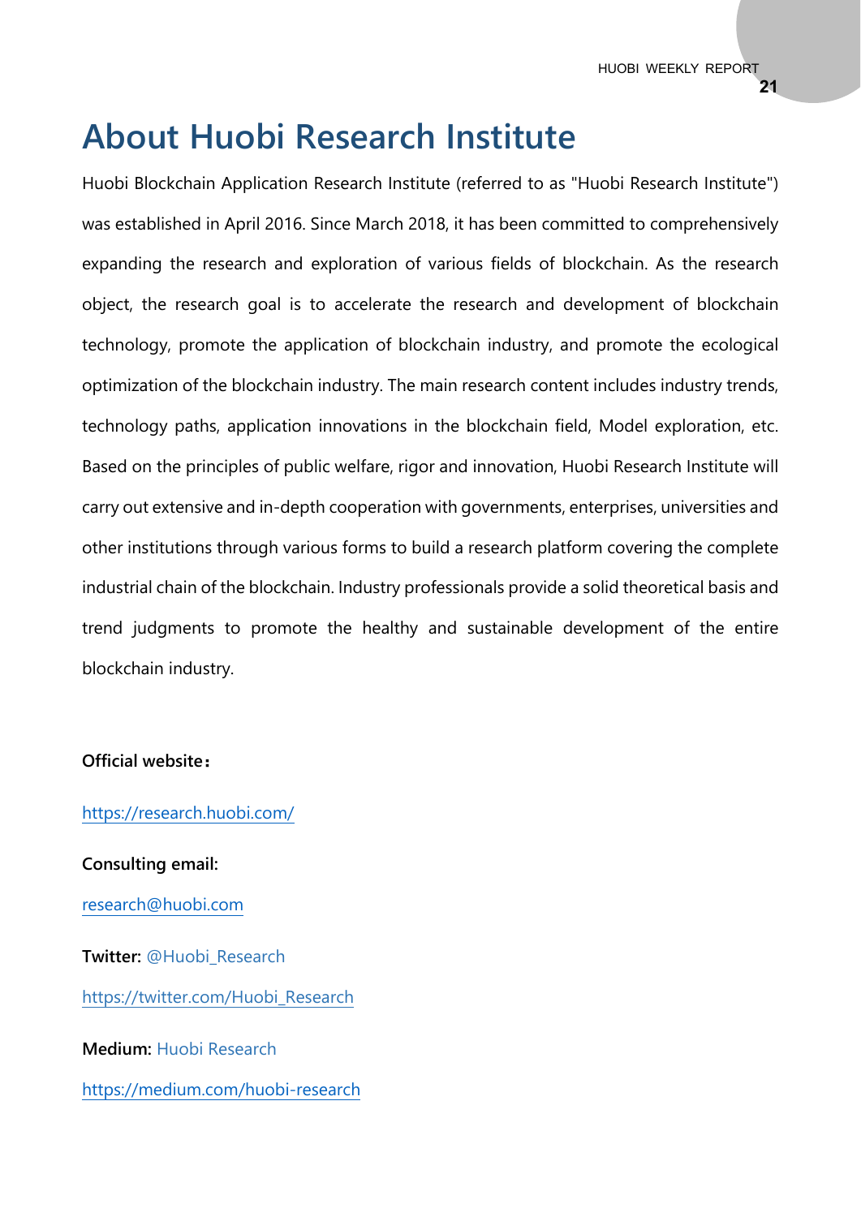# About Huobi Research Institute

Huobi Blockchain Application Research Institute (referred to as "Huobi Research Institute") was established in April 2016. Since March 2018, it has been committed to comprehensively expanding the research and exploration of various fields of blockchain. As the research object, the research goal is to accelerate the research and development of blockchain technology, promote the application of blockchain industry, and promote the ecological optimization of the blockchain industry. The main research content includes industry trends, technology paths, application innovations in the blockchain field, Model exploration, etc. Based on the principles of public welfare, rigor and innovation, Huobi Research Institute will carry out extensive and in-depth cooperation with governments, enterprises, universities and other institutions through various forms to build a research platform covering the complete industrial chain of the blockchain. Industry professionals provide a solid theoretical basis and trend judgments to promote the healthy and sustainable development of the entire blockchain industry.

**Official website：**

https://research.huobi.com/

**Consulting email:**

research@huobi.com

**Twitter:** @Huobi_Research

https://twitter.com/Huobi_Research

**Medium:** Huobi Research

https://medium.com/huobi-research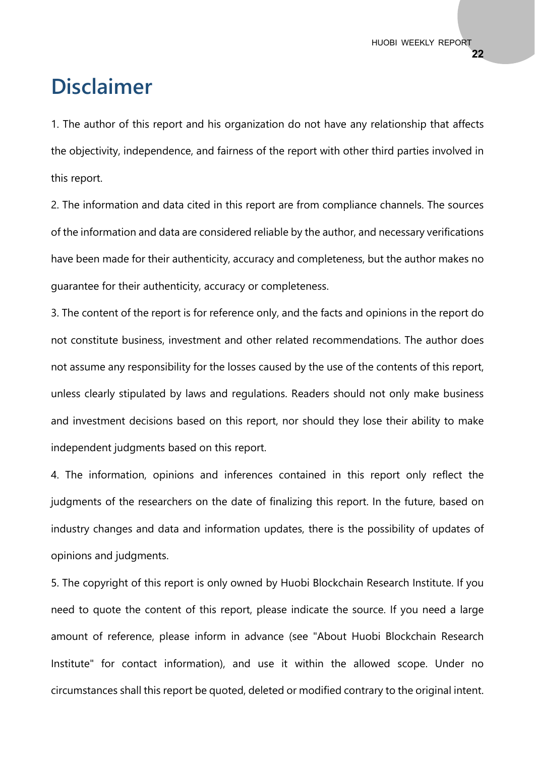# Disclaimer

1. The author of this report and his organization do not have any relationship that affects the objectivity, independence, and fairness of the report with other third parties involved in this report.

2. The information and data cited in this report are from compliance channels. The sources of the information and data are considered reliable by the author, and necessary verifications have been made for their authenticity, accuracy and completeness, but the author makes no guarantee for their authenticity, accuracy or completeness.

3. The content of the report is for reference only, and the facts and opinions in the report do not constitute business, investment and other related recommendations. The author does not assume any responsibility for the losses caused by the use of the contents of this report, unless clearly stipulated by laws and regulations. Readers should not only make business and investment decisions based on this report, nor should they lose their ability to make independent judgments based on this report.

4. The information, opinions and inferences contained in this report only reflect the judgments of the researchers on the date of finalizing this report. In the future, based on industry changes and data and information updates, there is the possibility of updates of opinions and judgments.

5. The copyright of this report is only owned by Huobi Blockchain Research Institute. If you need to quote the content of this report, please indicate the source. If you need a large amount of reference, please inform in advance (see "About Huobi Blockchain Research Institute" for contact information), and use it within the allowed scope. Under no circumstances shall this report be quoted, deleted or modified contrary to the original intent.